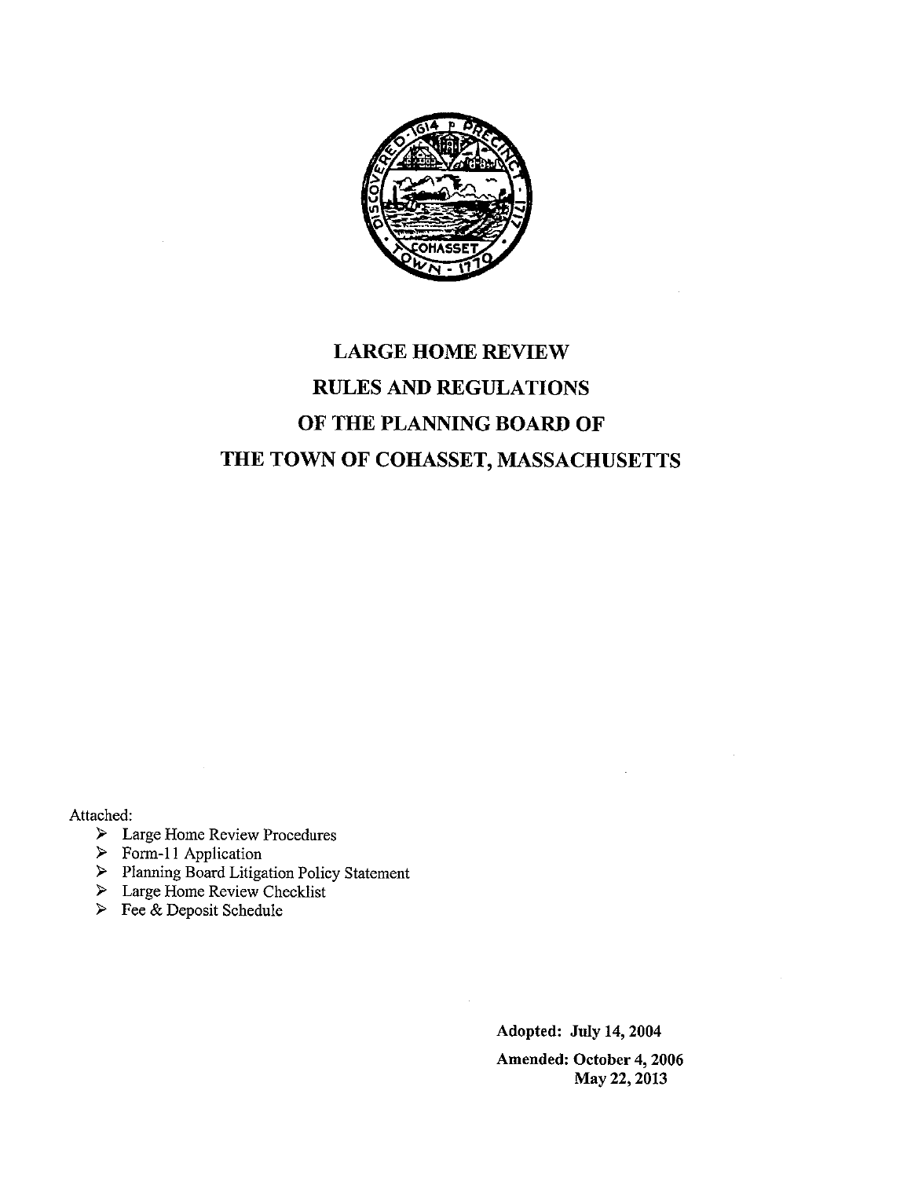# LARGE HOME REVIEW RULES AND REGULATIONS OF THE PLANNING BOARD OF THE TOWN OF COHASSET, MASSACHUSETTS

Attached:

- Large Home Review Procedures
- Form-11 Application
- Planning Board Litigation Policy Statement
- Large Home Review Checklist
- Fee & Deposit Schedule

**Adopted: July 14, 2004**

**Amended: October 4, 2006**
**May 22, 2013**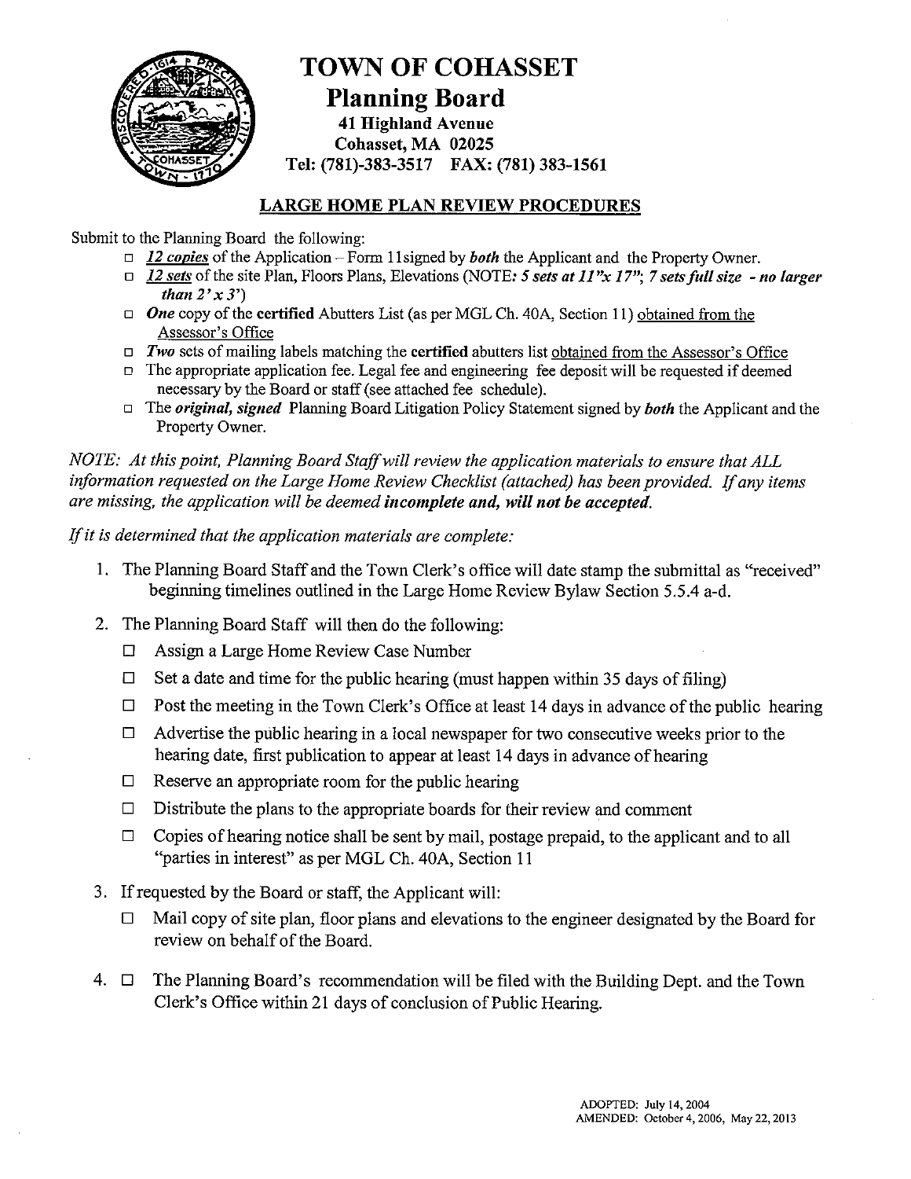# TOWN OF COHASSET

## Planning Board

**41 Highland Avenue**
**Cohasset, MA 02025**
**Tel: (781)-383-3517 FAX: (781) 383-1561**

## LARGE HOME PLAN REVIEW PROCEDURES

Submit to the Planning Board the following:

- ☐ ***12 copies*** of the Application – Form 11signed by ***both*** the Applicant and the Property Owner.
- ☐ ***12 sets*** of the site Plan, Floors Plans, Elevations (NOTE: ***5 sets at 11"x 17"; 7 sets full size - no larger than 2' x 3'***)
- ☐ ***One*** copy of the **certified** Abutters List (as per MGL Ch. 40A, Section 11) obtained from the Assessor's Office
- ☐ ***Two*** sets of mailing labels matching the **certified** abutters list obtained from the Assessor's Office
- ☐ The appropriate application fee. Legal fee and engineering fee deposit will be requested if deemed necessary by the Board or staff (see attached fee schedule).
- ☐ The ***original, signed*** Planning Board Litigation Policy Statement signed by ***both*** the Applicant and the Property Owner.

*NOTE: At this point, Planning Board Staff will review the application materials to ensure that ALL information requested on the Large Home Review Checklist (attached) has been provided. If any items are missing, the application will be deemed **incomplete and, will not be accepted.***

*If it is determined that the application materials are complete:*

1. The Planning Board Staff and the Town Clerk's office will date stamp the submittal as "received" beginning timelines outlined in the Large Home Review Bylaw Section 5.5.4 a-d.
2. The Planning Board Staff will then do the following:
   - ☐ Assign a Large Home Review Case Number
   - ☐ Set a date and time for the public hearing (must happen within 35 days of filing)
   - ☐ Post the meeting in the Town Clerk's Office at least 14 days in advance of the public hearing
   - ☐ Advertise the public hearing in a local newspaper for two consecutive weeks prior to the hearing date, first publication to appear at least 14 days in advance of hearing
   - ☐ Reserve an appropriate room for the public hearing
   - ☐ Distribute the plans to the appropriate boards for their review and comment
   - ☐ Copies of hearing notice shall be sent by mail, postage prepaid, to the applicant and to all "parties in interest" as per MGL Ch. 40A, Section 11
3. If requested by the Board or staff, the Applicant will:
   - ☐ Mail copy of site plan, floor plans and elevations to the engineer designated by the Board for review on behalf of the Board.
4. ☐ The Planning Board's recommendation will be filed with the Building Dept. and the Town Clerk's Office within 21 days of conclusion of Public Hearing.

ADOPTED: July 14, 2004
AMENDED: October 4, 2006, May 22, 2013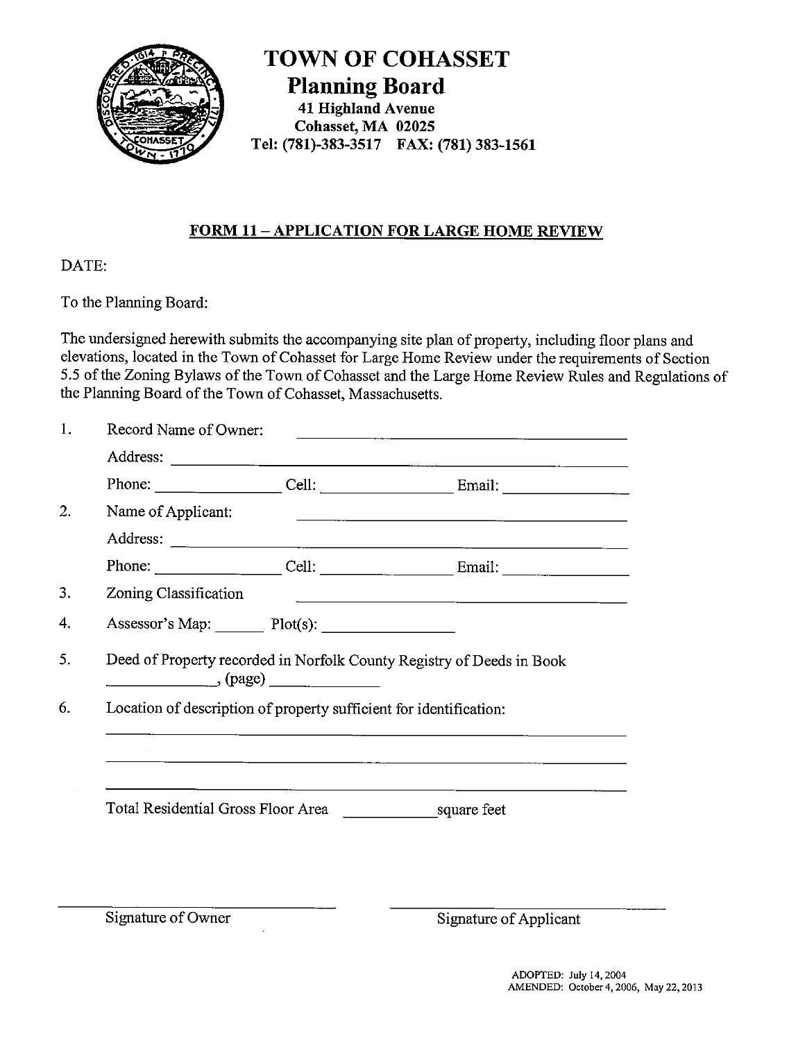# TOWN OF COHASSET
## Planning Board

**41 Highland Avenue**
**Cohasset, MA 02025**
**Tel: (781)-383-3517 FAX: (781) 383-1561**

### FORM 11 – APPLICATION FOR LARGE HOME REVIEW

DATE:

To the Planning Board:

The undersigned herewith submits the accompanying site plan of property, including floor plans and elevations, located in the Town of Cohasset for Large Home Review under the requirements of Section 5.5 of the Zoning Bylaws of the Town of Cohasset and the Large Home Review Rules and Regulations of the Planning Board of the Town of Cohasset, Massachusetts.

1. Record Name of Owner: ______________________________

   Address: ______________________________

   Phone: ____________ Cell: ____________ Email: ____________

2. Name of Applicant: ______________________________

   Address: ______________________________

   Phone: ____________ Cell: ____________ Email: ____________

3. Zoning Classification ______________________________

4. Assessor's Map: ______ Plot(s): ____________

5. Deed of Property recorded in Norfolk County Registry of Deeds in Book ____________, (page) ____________

6. Location of description of property sufficient for identification:

   ______________________________

   ______________________________

   ______________________________

   Total Residential Gross Floor Area __________ square feet

______________________________ Signature of Owner

______________________________ Signature of Applicant

ADOPTED: July 14, 2004
AMENDED: October 4, 2006, May 22, 2013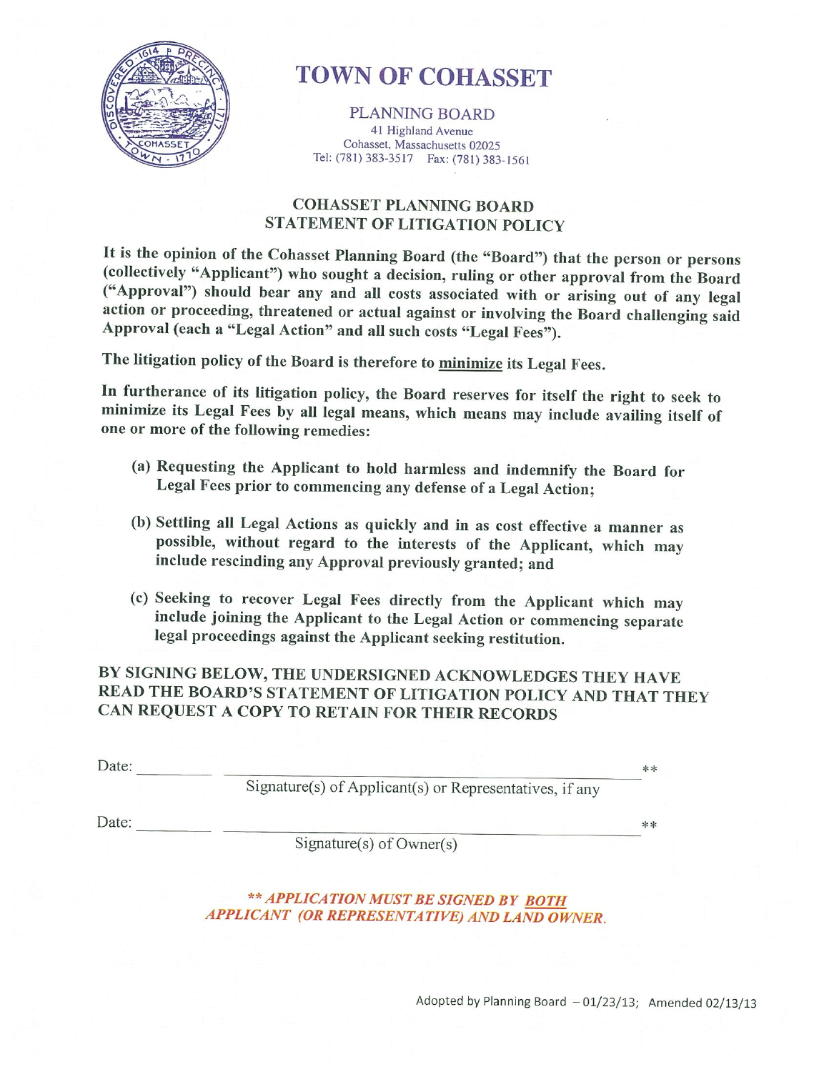# TOWN OF COHASSET

PLANNING BOARD
41 Highland Avenue
Cohasset, Massachusetts 02025
Tel: (781) 383-3517 Fax: (781) 383-1561

## COHASSET PLANNING BOARD STATEMENT OF LITIGATION POLICY

**It is the opinion of the Cohasset Planning Board (the "Board") that the person or persons (collectively "Applicant") who sought a decision, ruling or other approval from the Board ("Approval") should bear any and all costs associated with or arising out of any legal action or proceeding, threatened or actual against or involving the Board challenging said Approval (each a "Legal Action" and all such costs "Legal Fees").**

**The litigation policy of the Board is therefore to minimize its Legal Fees.**

**In furtherance of its litigation policy, the Board reserves for itself the right to seek to minimize its Legal Fees by all legal means, which means may include availing itself of one or more of the following remedies:**

**(a) Requesting the Applicant to hold harmless and indemnify the Board for Legal Fees prior to commencing any defense of a Legal Action;**

**(b) Settling all Legal Actions as quickly and in as cost effective a manner as possible, without regard to the interests of the Applicant, which may include rescinding any Approval previously granted; and**

**(c) Seeking to recover Legal Fees directly from the Applicant which may include joining the Applicant to the Legal Action or commencing separate legal proceedings against the Applicant seeking restitution.**

BY SIGNING BELOW, THE UNDERSIGNED ACKNOWLEDGES THEY HAVE READ THE BOARD'S STATEMENT OF LITIGATION POLICY AND THAT THEY CAN REQUEST A COPY TO RETAIN FOR THEIR RECORDS

Date: ________ ______________________________________ **
Signature(s) of Applicant(s) or Representatives, if any

Date: ________ ______________________________________ **
Signature(s) of Owner(s)

***\*\* APPLICATION MUST BE SIGNED BY BOTH APPLICANT (OR REPRESENTATIVE) AND LAND OWNER.***

Adopted by Planning Board – 01/23/13; Amended 02/13/13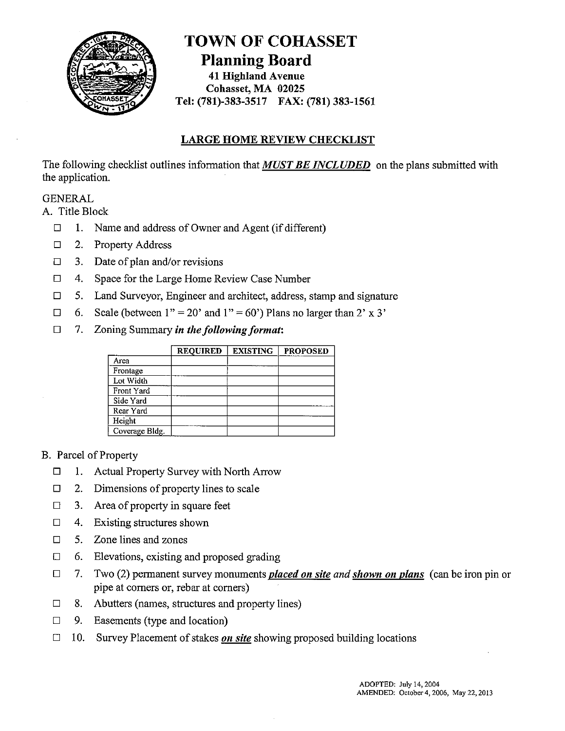# TOWN OF COHASSET

## Planning Board

**41 Highland Avenue**
**Cohasset, MA 02025**
**Tel: (781)-383-3517 FAX: (781) 383-1561**

### LARGE HOME REVIEW CHECKLIST

The following checklist outlines information that ***MUST BE INCLUDED*** on the plans submitted with the application.

GENERAL

A. Title Block

- ☐ 1. Name and address of Owner and Agent (if different)
- ☐ 2. Property Address
- ☐ 3. Date of plan and/or revisions
- ☐ 4. Space for the Large Home Review Case Number
- ☐ 5. Land Surveyor, Engineer and architect, address, stamp and signature
- ☐ 6. Scale (between 1" = 20' and 1" = 60') Plans no larger than 2' x 3'
- ☐ 7. Zoning Summary ***in the following format:***

| | REQUIRED | EXISTING | PROPOSED |
|---|---|---|---|
| Area | | | |
| Frontage | | | |
| Lot Width | | | |
| Front Yard | | | |
| Side Yard | | | |
| Rear Yard | | | |
| Height | | | |
| Coverage Bldg. | | | |

B. Parcel of Property

- ☐ 1. Actual Property Survey with North Arrow
- ☐ 2. Dimensions of property lines to scale
- ☐ 3. Area of property in square feet
- ☐ 4. Existing structures shown
- ☐ 5. Zone lines and zones
- ☐ 6. Elevations, existing and proposed grading
- ☐ 7. Two (2) permanent survey monuments ***placed on site*** and ***shown on plans*** (can be iron pin or pipe at corners or, rebar at corners)
- ☐ 8. Abutters (names, structures and property lines)
- ☐ 9. Easements (type and location)
- ☐ 10. Survey Placement of stakes ***on site*** showing proposed building locations

ADOPTED: July 14, 2004
AMENDED: October 4, 2006, May 22, 2013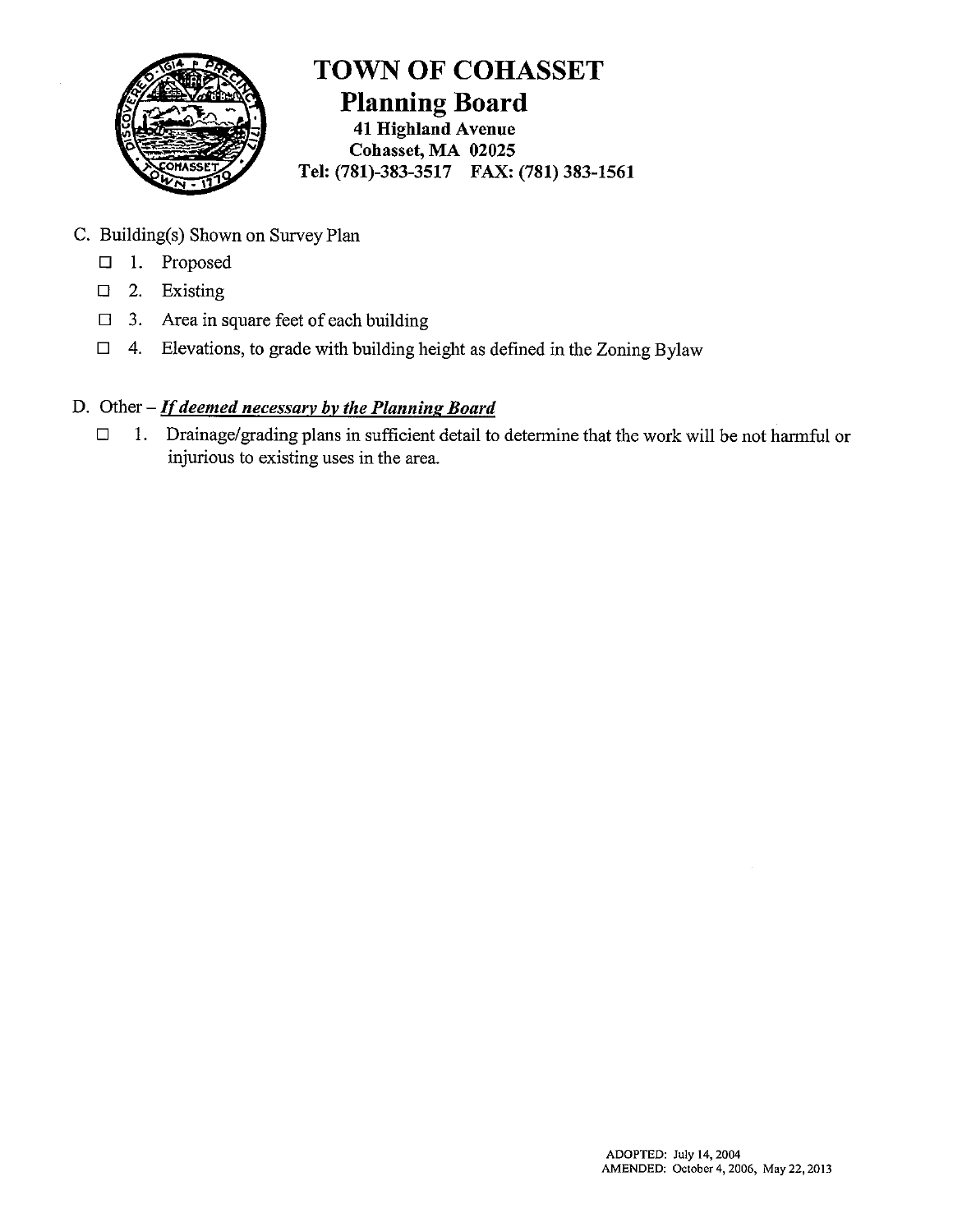# TOWN OF COHASSET

## Planning Board

**41 Highland Avenue**
**Cohasset, MA 02025**
**Tel: (781)-383-3517 FAX: (781) 383-1561**

C. Building(s) Shown on Survey Plan

- ☐ 1. Proposed
- ☐ 2. Existing
- ☐ 3. Area in square feet of each building
- ☐ 4. Elevations, to grade with building height as defined in the Zoning Bylaw

D. Other – ***If deemed necessary by the Planning Board***

- ☐ 1. Drainage/grading plans in sufficient detail to determine that the work will be not harmful or injurious to existing uses in the area.

ADOPTED: July 14, 2004
AMENDED: October 4, 2006, May 22, 2013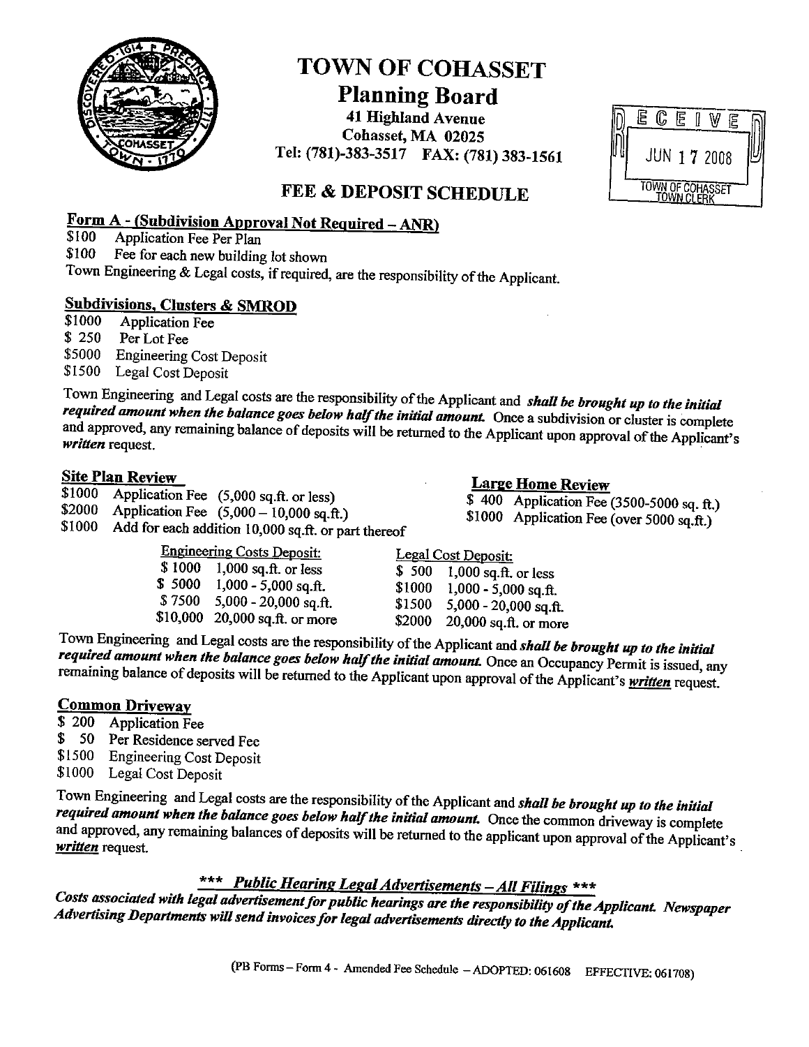# TOWN OF COHASSET

## Planning Board

41 Highland Avenue
Cohasset, MA 02025
Tel: (781)-383-3517 FAX: (781) 383-1561

RECEIVED
JUN 17 2008
TOWN OF COHASSET
TOWN CLERK

## FEE & DEPOSIT SCHEDULE

### Form A - (Subdivision Approval Not Required – ANR)

$100 Application Fee Per Plan
$100 Fee for each new building lot shown
Town Engineering & Legal costs, if required, are the responsibility of the Applicant.

### Subdivisions, Clusters & SMROD

$1000 Application Fee
$ 250 Per Lot Fee
$5000 Engineering Cost Deposit
$1500 Legal Cost Deposit

Town Engineering and Legal costs are the responsibility of the Applicant and ***shall be brought up to the initial required amount when the balance goes below half the initial amount.*** Once a subdivision or cluster is complete and approved, any remaining balance of deposits will be returned to the Applicant upon approval of the Applicant's ***written*** request.

### Site Plan Review

$1000 Application Fee (5,000 sq.ft. or less)
$2000 Application Fee (5,000 – 10,000 sq.ft.)
$1000 Add for each addition 10,000 sq.ft. or part thereof

| Engineering Costs Deposit: | | Legal Cost Deposit: | |
|---|---|---|---|
| $ 1000 | 1,000 sq.ft. or less | $ 500 | 1,000 sq.ft. or less |
| $ 5000 | 1,000 - 5,000 sq.ft. | $1000 | 1,000 - 5,000 sq.ft. |
| $ 7500 | 5,000 - 20,000 sq.ft. | $1500 | 5,000 - 20,000 sq.ft. |
| $10,000 | 20,000 sq.ft. or more | $2000 | 20,000 sq.ft. or more |

### Large Home Review

$ 400 Application Fee (3500-5000 sq. ft.)
$1000 Application Fee (over 5000 sq.ft.)

Town Engineering and Legal costs are the responsibility of the Applicant and ***shall be brought up to the initial required amount when the balance goes below half the initial amount.*** Once an Occupancy Permit is issued, any remaining balance of deposits will be returned to the Applicant upon approval of the Applicant's ***written*** request.

### Common Driveway

$ 200 Application Fee
$ 50 Per Residence served Fee
$1500 Engineering Cost Deposit
$1000 Legal Cost Deposit

Town Engineering and Legal costs are the responsibility of the Applicant and ***shall be brought up to the initial required amount when the balance goes below half the initial amount.*** Once the common driveway is complete and approved, any remaining balances of deposits will be returned to the applicant upon approval of the Applicant's ***written*** request.

### *** *Public Hearing Legal Advertisements – All Filings* ***

***Costs associated with legal advertisement for public hearings are the responsibility of the Applicant. Newspaper Advertising Departments will send invoices for legal advertisements directly to the Applicant.***

(PB Forms – Form 4 - Amended Fee Schedule – ADOPTED: 061608 EFFECTIVE: 061708)